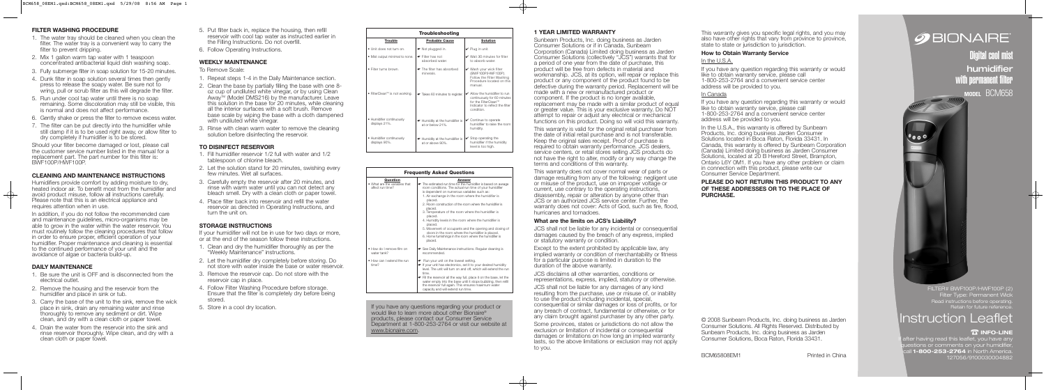## FILTER WASHING PROCEDURE

1. The water tray should be cleaned when you clean the filter. The water tray is a convenient way to carry the filter to prevent dripping.
2. Mix 1 gallon warm tap water with 1 teaspoon concentrated antibacterial liquid dish washing soap.
3. Fully submerge filter in soap solution for 15-20 minutes.
4. Dunk filter in soap solution several times then gently press to release the soapy water. Be sure not to wring, pull or scrub filter as this will degrade the filter.
5. Run under cool tap water until there is no soap remaining. Some discoloration may still be visible, this is normal and does not affect performance.
6. Gently shake or press the filter to remove excess water.
7. The filter can be put directly into the humidifier while still damp if it is to be used right away, or allow filter to dry completely if humidifier is to be stored.

Should your filter become damaged or lost, please call the customer service number listed in the manual for a replacement part. The part number for this filter is: BWF100P/HWF100P.

## CLEANING AND MAINTENANCE INSTRUCTIONS

Humidifiers provide comfort by adding moisture to dry, heated indoor air. To benefit most from the humidifier and avoid product misuse, follow all instructions carefully. Please note that this is an electrical appliance and requires attention when in use.

In addition, if you do not follow the recommended care and maintenance guidelines, micro-organisms may be able to grow in the water within the water reservoir. You must routinely follow the cleaning procedures that follow in order to ensure proper, efficient operation of your humidifier. Proper maintenance and cleaning is essential to the continued performance of your unit and the avoidance of algae or bacteria build-up.

## DAILY MAINTENANCE

1. Be sure the unit is OFF and is disconnected from the electrical outlet.
2. Remove the housing and the reservoir from the humidifier and place in sink or tub.
3. Carry the base of the unit to the sink, remove the wick place in sink, drain any remaining water and rinse thoroughly to remove any sediment or dirt. Wipe clean, and dry with a clean cloth or paper towel.
4. Drain the water from the reservoir into the sink and rinse reservoir thoroughly. Wipe clean, and dry with a clean cloth or paper towel.
5. Put filter back in, replace the housing, then refill reservoir with cool tap water as instructed earlier in the Filling Instructions. Do not overfill.
6. Follow Operating Instructions.

## WEEKLY MAINTENANCE

To Remove Scale:

1. Repeat steps 1-4 in the Daily Maintenance section.
2. Clean the base by partially filling the base with one 8-oz cup of undiluted white vinegar, or by using Clean Away™ (Model DMS216) by the manufacturer. Leave this solution in the base for 20 minutes, while cleaning all the interior surfaces with a soft brush. Remove base scale by wiping the base with a cloth dampened with undiluted white vinegar.
3. Rinse with clean warm water to remove the cleaning solution before disinfecting the reservoir.

## TO DISINFECT RESERVOIR

1. Fill humidifier reservoir 1/2 full with water and 1/2 tablespoon of chlorine bleach.
2. Let the solution stand for 20 minutes, swishing every few minutes. Wet all surfaces.
3. Carefully empty the reservoir after 20 minutes, and rinse with warm water until you can not detect any bleach smell. Dry with a clean cloth or paper towel.
4. Place filter back into reservoir and refill the water reservoir as described in Operating Instructions, and turn the unit on.

## STORAGE INSTRUCTIONS

If your humidifier will not be in use for two days or more, or at the end of the season follow these instructions.

1. Clean and dry the humidifier thoroughly as per the "Weekly Maintenance" instructions.
2. Let the humidifier dry completely before storing. Do not store with water inside the base or water reservoir.
3. Remove the reservoir cap. Do not store with the reservoir cap in place.
4. Follow Filter Washing Procedure before storage. Ensure that the filter is completely dry before being stored.
5. Store in a cool dry location.

**Troubleshooting**

| Trouble | Probable Cause | Solution |
|---|---|---|
| • Unit does not turn on. | ✔ Not plugged in. | ✔ Plug in unit. |
| • Mist output minimal to none. | ✔ Filter has not absorbed water. | ✔ Wait 30 minutes for filter to absorb water. |
| • Filter turns brown. | ✔ The filter has absorbed minerals. | ✔ Wash your wick filter (BWF100P/HWF100P) Follow the Filter Washing Procedure located on this manual. |
| • FilterClean™ is not working. | ✔ Takes 60 minutes to register. | ✔ Allow the humidifier to run continuously for 60 minutes for the FilterClean™ Indicator to reflect the filter condition. |
| • Humidifier continuously displays 21%. | ✔ Humidity at the humidifier is at or below 21%. | ✔ Continue to operate humidifier to raise the room humidity. |
| • Humidifier continuously displays 90%. | ✔ Humidity at the humidifier is at or above 90%. | ✔ Stop operating the humidifier if the humidity level is too high. |

**Frequently Asked Questions**

| Question | Answer |
|---|---|
| • What are the variables that affect run time? | ✔ The estimated run time for the humidifier is based on average room conditions. The actual run time of your humidifier is dependent on numerous variables such as: 1. Air exchange in the room where the humidifier is placed. 2. Room construction of the room where the humidifier is placed. 3. Temperature of the room where the humidifier is placed. 4. Humidity levels in the room where the humidifier is placed. 5. Movement of occupants and the opening and closing of doors in the room where the humidifier is placed. 6. Home furnishings in the room where the humidifier is placed. |
| • How do I remove film on water tank? | ✔ See Daily Maintenance instructions. Regular cleaning is recommended. |
| • How can I extend the run time? | ✔ Run your unit on the lowest setting. ✔ If your unit has electronics, set it to your desired humidity level. The unit will turn on and off, which will extend the run time. ✔ Fill the reservoir all the way full, place it on the base, let the water empty into the base until it stops bubbling, then refill the reservoir full again. This ensures maximum water capacity and will extend run time. |

If you have any questions regarding your product or would like to learn more about other Bionaire® products, please contact our Customer Service Department at 1-800-253-2764 or visit our website at www.bionaire.com.

## 1 YEAR LIMITED WARRANTY

Sunbeam Products, Inc. doing business as Jarden Consumer Solutions or if in Canada, Sunbeam Corporation (Canada) Limited doing business as Jarden Consumer Solutions (collectively "JCS") warrants that for a period of one year from the date of purchase, this product will be free from defects in material and workmanship. JCS, at its option, will repair or replace this product or any component of the product found to be defective during the warranty period. Replacement will be made with a new or remanufactured product or component. If the product is no longer available, replacement may be made with a similar product of equal or greater value. This is your exclusive warranty. Do NOT attempt to repair or adjust any electrical or mechanical functions on this product. Doing so will void this warranty.

This warranty is valid for the original retail purchaser from the date of initial retail purchase and is not transferable. Keep the original sales receipt. Proof of purchase is required to obtain warranty performance. JCS dealers, service centers, or retail stores selling JCS products do not have the right to alter, modify or any way change the terms and conditions of this warranty.

This warranty does not cover normal wear of parts or damage resulting from any of the following: negligent use or misuse of the product, use on improper voltage or current, use contrary to the operating instructions, disassembly, repair or alteration by anyone other than JCS or an authorized JCS service center. Further, the warranty does not cover: Acts of God, such as fire, flood, hurricanes and tornadoes.

### What are the limits on JCS's Liability?

JCS shall not be liable for any incidental or consequential damages caused by the breach of any express, implied or statutory warranty or condition.

Except to the extent prohibited by applicable law, any implied warranty or condition of merchantability or fitness for a particular purpose is limited in duration to the duration of the above warranty.

JCS disclaims all other warranties, conditions or representations, express, implied, statutory or otherwise.

JCS shall not be liable for any damages of any kind resulting from the purchase, use or misuse of, or inability to use the product including incidental, special, consequential or similar damages or loss of profits, or for any breach of contract, fundamental or otherwise, or for any claim brought against purchaser by any other party.

Some provinces, states or jurisdictions do not allow the exclusion or limitation of incidental or consequential damages or limitations on how long an implied warranty lasts, so the above limitations or exclusion may not apply to you.

This warranty gives you specific legal rights, and you may also have other rights that vary from province to province, state to state or jurisdiction to jurisdiction.

### How to Obtain Warranty Service

In the U.S.A.

If you have any question regarding this warranty or would like to obtain warranty service, please call 1-800-253-2764 and a convenient service center address will be provided to you.

In Canada

If you have any question regarding this warranty or would like to obtain warranty service, please call 1-800-253-2764 and a convenient service center address will be provided to you.

In the U.S.A., this warranty is offered by Sunbeam Products, Inc. doing business Jarden Consumer Solutions located in Boca Raton, Florida 33431. In Canada, this warranty is offered by Sunbeam Corporation (Canada) Limited doing business as Jarden Consumer Solutions, located at 20 B Hereford Street, Brampton, Ontario L6Y 0M1. If you have any other problem or claim in connection with this product, please write our Consumer Service Department.

**PLEASE DO NOT RETURN THIS PRODUCT TO ANY OF THESE ADDRESSES OR TO THE PLACE OF PURCHASE.**

© 2008 Sunbeam Products, Inc. doing business as Jarden Consumer Solutions. All Rights Reserved. Distributed by Sunbeam Products, Inc. doing business as Jarden Consumer Solutions, Boca Raton, Florida 33431.

BCM65808EM1 Printed in China

# BIONAIRE®

## Digital cool mist humidifier with permanent filter

**MODEL** BCM658

FILTER# BWF100P/HWF100P (2)
Filter Type: Permanent Wick
Read instructions before operating.
Retain for future reference.

# Instruction Leaflet

**INFO-LINE**

If after having read this leaflet, you have any questions or comments on your humidifier, call **1-800-253-2764** in North America.
127056/9100030004882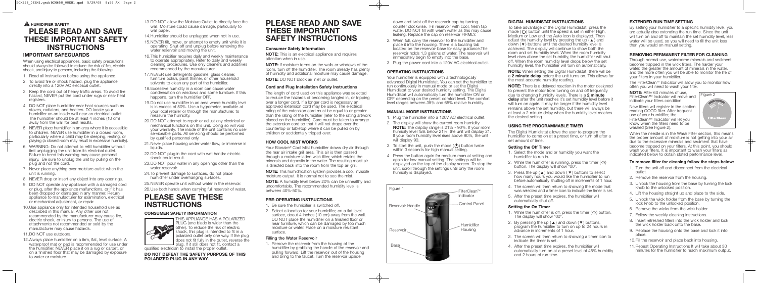## ⚠ HUMIDIFIER SAFETY

# PLEASE READ AND SAVE THESE IMPORTANT SAFETY INSTRUCTIONS

## IMPORTANT SAFEGUARDS

When using electrical appliances, basic safety precautions should always be followed to reduce the risk of fire, electric shock, and injury to persons, including the following:

1. Read all instructions before using the appliance.
2. To avoid fire or shock hazard, plug the appliance directly into a 120V AC electrical outlet.
3. Keep the cord out of heavy traffic areas. To avoid fire hazard, NEVER put the cord under rugs or near heat registers.
4. DO NOT place humidifier near heat sources such as stoves, radiators, and heaters. DO locate your humidifier on an inside wall near an electrical outlet. The humidifier should be at least 4 inches (10 cm) away from the wall for best results.
5. NEVER place humidifier in an area where it is accessible to children. NEVER use humidifier in a closed room, particularly where a child may be sleeping, resting, or playing (a closed room may result in excessive humidity).
6. WARNING: Do not attempt to refill humidifier without first unplugging the unit from its electrical outlet. Failure to heed this warning may cause personal injury. Be sure to unplug the unit by pulling on the plug and not the cord.
7. Never place anything over moisture outlet when the unit is running.
8. NEVER drop or insert any object into any openings.
9. DO NOT operate any appliance with a damaged cord or plug, after the appliance malfunctions, or if it has been dropped or damaged in any manner. Return appliance to manufacturer for examination, electrical or mechanical adjustment, or repair.
10. Use appliance only for intended household use as described in this manual. Any other use not recommended by the manufacturer may cause fire, electric shock, or injury to persons. The use of attachments not recommended or sold by the manufacturer may cause hazards.
11. DO NOT use outdoors.
12. Always place humidifier on a firm, flat, level surface. A waterproof mat or pad is recommended for use under the humidifier. NEVER place it on a rug or carpet, or on a finished floor that may be damaged by exposure to water or moisture.
13. DO NOT allow the Moisture Outlet to directly face the wall. Moisture could cause damage, particularly to wall paper.
14. Humidifier should be unplugged when not in use.
15. NEVER tilt, move, or attempt to empty unit while it is operating. Shut off and unplug before removing the water reservoir and moving the unit.
16. This humidifier requires daily and weekly maintenance to operate appropriately. Refer to daily and weekly cleaning procedures. Use only cleaners and additives recommended by the manufacturer.
17. NEVER use detergents gasoline, glass cleaner, furniture polish, paint thinner, or other household solvents to clean any part of the humidifier.
18. Excessive humidity in a room can cause water condensation on windows and some furniture. If this happens, turn the humidifier OFF.
19. Do not use humidifier in an area where humidity level is in excess of 50%. Use a hygrometer, available at your local retailer or through the manufacturer, to measure the humidity.
20. DO NOT attempt to repair or adjust any electrical or mechanical functions on this unit. Doing so will void your warranty. The inside of the unit contains no user serviceable parts. All servicing should be performed by qualified personnel only.
21. Never place housing under water flow, or immerse in liquids.
22. DO NOT plug in the cord with wet hands: electric shock could result.
23. DO NOT pour water in any openings other than the water reservoir.
24. To prevent damage to surfaces, do not place humidifier under overhanging surfaces.
25. NEVER operate unit without water in the reservoir.
26. Use both hands when carrying full reservoir of water.

# PLEASE SAVE THESE INSTRUCTIONS

## CONSUMER SAFETY INFORMATION

THIS APPLIANCE HAS A POLARIZED PLUG (one blade is wider than the other). To reduce the risk of electric shock, this plug is intended to fit in a polarized outlet only one way. If the plug does not fit fully in the outlet, reverse the plug. If it still does not fit, contact a qualified electrician to install the proper outlet.

**DO NOT DEFEAT THE SAFETY PURPOSE OF THIS POLARIZED PLUG IN ANY WAY.**

# PLEASE READ AND SAVE THESE IMPORTANT SAFETY INSTRUCTIONS

### Consumer Safety Information

**NOTE:** This is an electrical appliance and requires attention when in use.

**NOTE:** If moisture forms on the walls or windows of the room, turn off the humidifier. The room already has plenty of humidity and additional moisture may cause damage.

**NOTE:** DO NOT block air inlet or outlet.

### Cord and Plug Installation Safety Instructions

The length of cord used on this appliance was selected to reduce the hazards of becoming tangled in, or tripping over a longer cord. If a longer cord is necessary an approved extension cord may be used. The electrical rating of the extension cord must be equal to or greater than the rating of the humidifier (refer to the rating artwork placed on the humidifier). Care must be taken to arrange the extension cord so that it will not drape over the countertop or tabletop where it can be pulled on by children or accidentally tripped over.

## HOW COOL MIST WORKS

Your Bionaire® Cool Mist humidifier draws dry air through the rear air intake grill area. This air is then passed through a moisture-laden wick filter, which retains the minerals and deposits in the water. The resulting moist air is directed back into the room from the top air grill.

**NOTE:** This humidification system provides a cool, invisible moisture output. It is normal not to see the mist.

**NOTE:** A humidity level below 20% can be unhealthy and uncomfortable. The recommended humidity level is between 40%-50%.

## PRE-OPERATING INSTRUCTIONS

1. Be sure the humidifier is switched off.
2. Select a location for your humidifier, on a flat level surface, about 4 inches (10 cm) away from the wall. DO NOT place the humidifier on a finished floor or near furniture, which can be damaged by too much moisture or water. Place on a moisture resistant surface.

### Filling the Water Reservoir

1. Remove the reservoir from the housing of the humidifier by grabbing the handle of the reservoir and pulling forward. Lift the reservoir out of the housing and bring to the faucet. Turn the reservoir upside down and twist off the reservoir cap by turning counter clockwise. Fill reservoir with cool, fresh tap water. DO NOT fill with warm water as this may cause leaking. Replace the cap on reservoir FIRMLY.
2. When full, carry the reservoir to the humidifier and place it into the housing. There is a locating tab located on the reservoir base for easy guidance.The reservoir holds 1.3 gallons of water. The reservoir will immediately begin to empty into the base.
3. Plug the power cord into a 120V AC electrical outlet.

## OPERATING INSTRUCTIONS

Your humidifier is equipped with a technologically advanced Digital Humidistat. You can set the humidifier to run continuously in manual mode or set the Digital Humidistat to your desired humidity setting. The Digital Humidistat will automatically turn the humidifier ON or OFF depending on the preset comfort level. The comfort level ranges between 35% and 65% relative humidity.

## MANUAL MODE INSTRUCTIONS

1. Plug the humidifier into a 120V AC electrical outlet.
2. The display will show the current room humidity. **NOTE:** The display range is 21% - 90%. If your room humidity level falls below 21%, the unit will display 21. If your room humidity level rises above 90%, the unit will display 90.
3. To start the unit, push the mode (⏻) button twice within 3 seconds for high manual setting.
4. Press the button again for medium manual setting and again for low manual setting. The settings will be displayed on the top of the display screen. To stop the unit, scroll through the settings until only the room humidity is displayed.

Figure 1

Reservoir Handle

Reservoir

Base

FilterClean™ Indicator

Control Panel

Humidifier Housing

## DIGITAL HUMIDISTAT INSTRUCTIONS

To take advantage of the Digital Humidistat, press the mode (⏻) button until the speed is set in either High, Medium or Low and the Auto icon is displayed. Then adjust the humidity level by pressing the up (▲) and down (▼) buttons until the desired humidity level is achieved. The display will continue to show both the room and set humidity level. When the room humidity level rises above the set humidity, the humidifier will shut off. When the room humidity level drops below the set humidity level, the humidifier will turn on automatically.

**NOTE:** When setting the Digital Humidistat, there will be a **2 minute delay** before the unit turns on. This allows for the most accurate humidity reading.

**NOTE:** There is a delayed reaction in the motor designed to prevent the motor from turning on and off frequently due to changing humidity levels. There is a **2 minute delay** after the unit reaches it's set humidity level before it will turn on again. It may be longer if the humidity level remains above the set humidity, but there will always be at least a 2 minute delay when the humidity level reaches the desired setting.

## USING THE PROGRAMMABLE TIMER

The Digital Humidistat allows the user to program the humidifier to come on at a preset time, or turn off after a set amount of time.

### Setting the Off Timer

1. Select the mode and or humidity you want the humidifier to run in.
2. While the humidifier is running, press the timer (⏲) button. The display will show "00".
3. Press the up (▲) and down (▼) buttons to select how many hours you would like the humidifier to run before automatically shutting off in increments of 1 hour.
4. The screen will then return to showing the mode that was selected and a timer icon to indicate the timer is set.
5. After the preset time expires, the humidifier will automatically shut off.

### Setting the On Timer

1. While the humidifier is off, press the timer (⏲) button. The display will show "00".
2. By pressing the up (▲) and down (▼) buttons, program the humidifier to turn on up to 24 hours in advance in increments of 1 hour.
3. The screen will then return to showing a timer icon to indicate the timer is set.
4. After the preset time expires, the humidifier will automatically turn on at a preset level of 45% humidity and 2 hours of run time.

## EXTENDED RUN TIME SETTING

By setting your humidifier to a specific humidity level, you are actually also extending the run time. Since the unit will turn on and off to maintain the set humidity level, less water will be used, so you will need to fill the unit less than you would on manual setting.

## REMOVING PERMANENT FILTER FOR CLEANING

Through normal use, waterborne minerals and sediment become trapped in the wick filters. The harder your water, the greater the amount of minerals in the water, and the more often you will be able to monitor the life of your filters in your humidifier.

The FilterClean™ Indicator will allow you to monitor how often you will need to wash your filter.

**NOTE:** After 60 minutes of use, FilterClean™ Indicator will move and indicate your filters condition.

New filters will register in the section reading GOOD filter. After frequent use of your humidifier, the FilterClean™ Indicator will let you know when the filters need to be washed (See Figure 2).

Figure 2

FilterClean

When the needle is in the Wash Filter section, this means the proper amount of moisture is not getting into your air due to the excessive minerals and sediment that have become trapped on your filters. At this point, you should wash your filters. It is important to wash your filters as indicated below to obtain stated performance level.

### To remove filter for cleaning follow the steps below:

1. Turn the unit off and disconnect from the electrical outlet.
2. Remove the reservoir from the housing.
3. Unlock the housing from the base by turning the lock knob to the unlocked position.
4. Lift the housing straight up and place to the side.
5. Unlock the wick holder from the base by turning the lock knob to the unlocked position.
6. Remove the wicks from the wick holder.
7. Follow the weekly cleaning instructions.
8. Insert refreshed filters into the wick holder and lock the wick holder back onto the base.
9. Replace the housing onto the base and lock it into place.
10. Fill the reservoir and place back into housing.
11. Repeat Operating Instructions It will take about 30 minutes for the humidifier to reach maximum output.